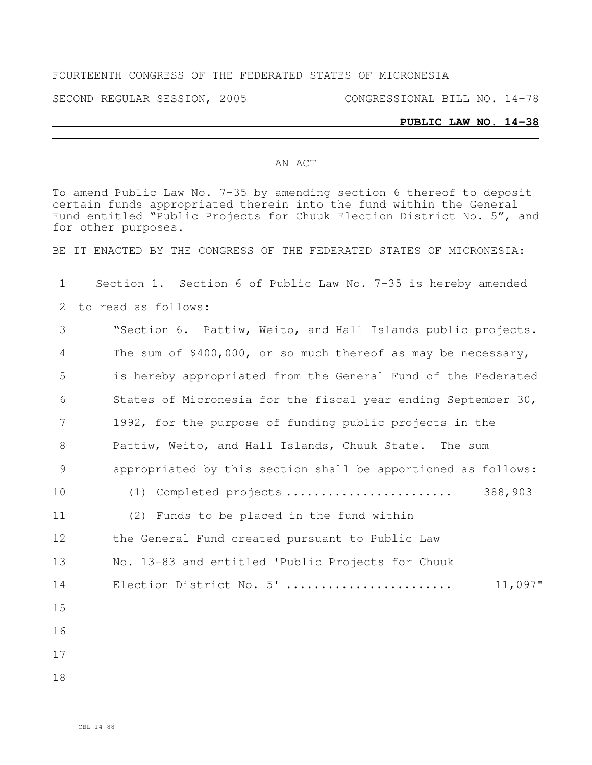FOURTEENTH CONGRESS OF THE FEDERATED STATES OF MICRONESIA

SECOND REGULAR SESSION, 2005 CONGRESSIONAL BILL NO. 14-78

**PUBLIC LAW NO. 14-38**

AN ACT

To amend Public Law No. 7-35 by amending section 6 thereof to deposit certain funds appropriated therein into the fund within the General Fund entitled "Public Projects for Chuuk Election District No. 5", and for other purposes.

BE IT ENACTED BY THE CONGRESS OF THE FEDERATED STATES OF MICRONESIA:

Section 1. Section 6 of Public Law No. 7-35 is hereby amended to read as follows:

"Section 6. Pattiw, Weito, and Hall Islands public projects. The sum of $400,000, or so much thereof as may be necessary, is hereby appropriated from the General Fund of the Federated States of Micronesia for the fiscal year ending September 30, 1992, for the purpose of funding public projects in the Pattiw, Weito, and Hall Islands, Chuuk State. The sum appropriated by this section shall be apportioned as follows:

(1) Completed projects ........................ 388,903

(2) Funds to be placed in the fund within the General Fund created pursuant to Public Law No. 13-83 and entitled 'Public Projects for Chuuk Election District No. 5' ........................ 11,097"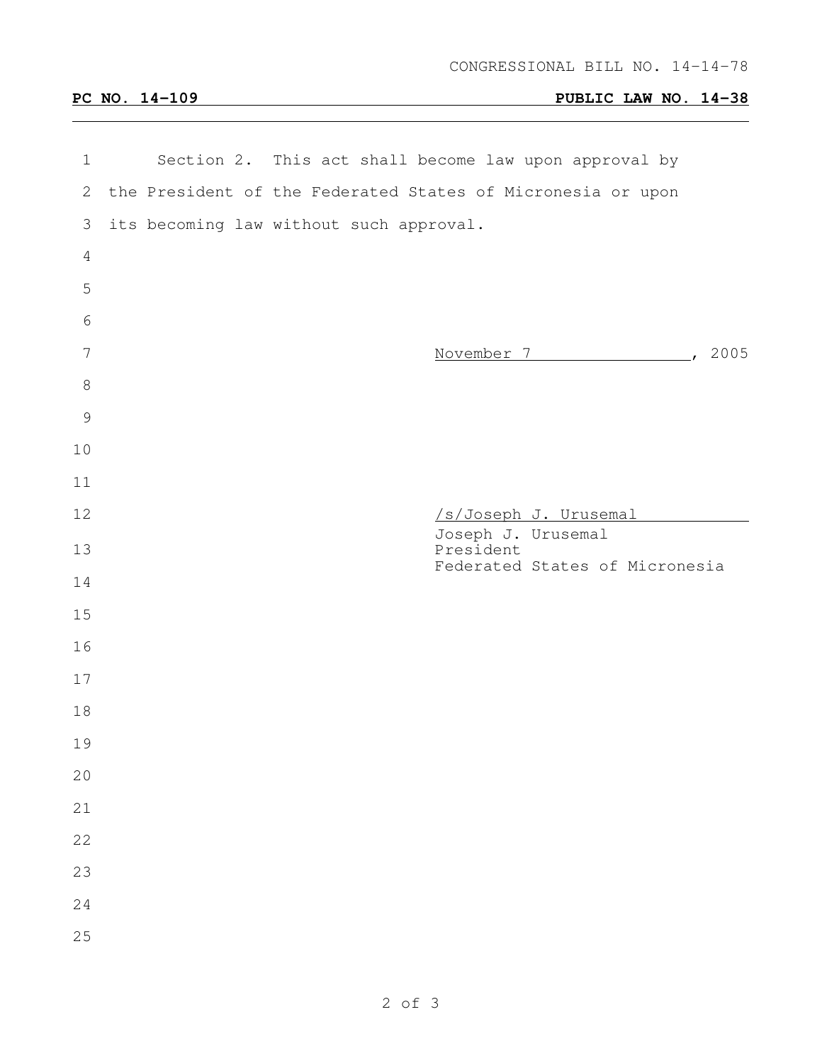CONGRESSIONAL BILL NO. 14-14-78

**PC NO. 14-109** **PUBLIC LAW NO. 14-38**

Section 2. This act shall become law upon approval by the President of the Federated States of Micronesia or upon its becoming law without such approval.

November 7, 2005

/s/Joseph J. Urusemal
Joseph J. Urusemal
President
Federated States of Micronesia